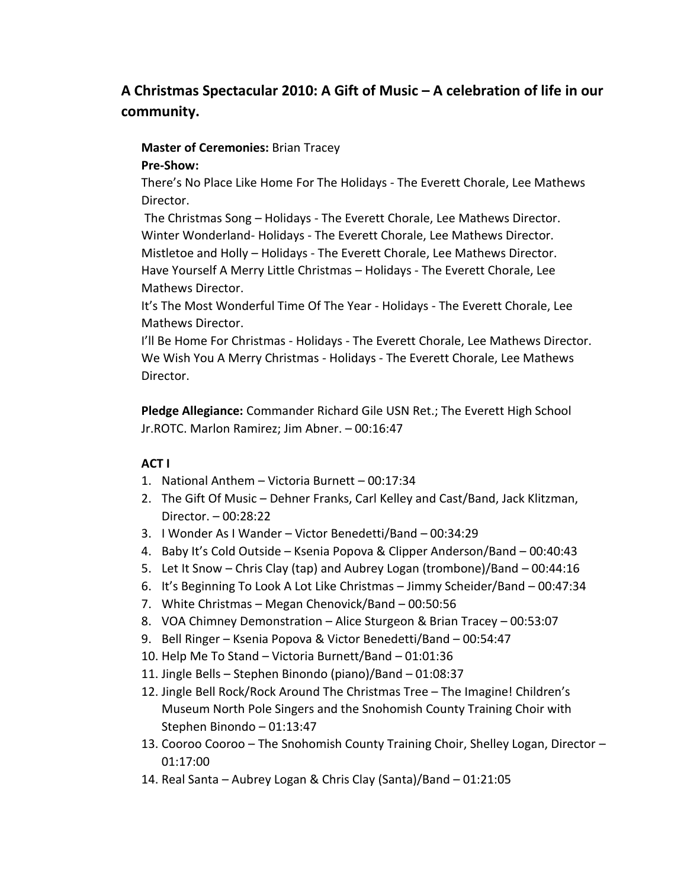## A Christmas Spectacular 2010: A Gift of Music – A celebration of life in our community.

**Master of Ceremonies:** Brian Tracey

**Pre-Show:**

There's No Place Like Home For The Holidays - The Everett Chorale, Lee Mathews Director.
The Christmas Song – Holidays - The Everett Chorale, Lee Mathews Director.
Winter Wonderland- Holidays - The Everett Chorale, Lee Mathews Director.
Mistletoe and Holly – Holidays - The Everett Chorale, Lee Mathews Director.
Have Yourself A Merry Little Christmas – Holidays - The Everett Chorale, Lee Mathews Director.
It's The Most Wonderful Time Of The Year - Holidays - The Everett Chorale, Lee Mathews Director.
I'll Be Home For Christmas - Holidays - The Everett Chorale, Lee Mathews Director.
We Wish You A Merry Christmas - Holidays - The Everett Chorale, Lee Mathews Director.

**Pledge Allegiance:** Commander Richard Gile USN Ret.; The Everett High School Jr.ROTC. Marlon Ramirez; Jim Abner. – 00:16:47

**ACT I**

1. National Anthem – Victoria Burnett – 00:17:34
2. The Gift Of Music – Dehner Franks, Carl Kelley and Cast/Band, Jack Klitzman, Director. – 00:28:22
3. I Wonder As I Wander – Victor Benedetti/Band – 00:34:29
4. Baby It's Cold Outside – Ksenia Popova & Clipper Anderson/Band – 00:40:43
5. Let It Snow – Chris Clay (tap) and Aubrey Logan (trombone)/Band – 00:44:16
6. It's Beginning To Look A Lot Like Christmas – Jimmy Scheider/Band – 00:47:34
7. White Christmas – Megan Chenovick/Band – 00:50:56
8. VOA Chimney Demonstration – Alice Sturgeon & Brian Tracey – 00:53:07
9. Bell Ringer – Ksenia Popova & Victor Benedetti/Band – 00:54:47
10. Help Me To Stand – Victoria Burnett/Band – 01:01:36
11. Jingle Bells – Stephen Binondo (piano)/Band – 01:08:37
12. Jingle Bell Rock/Rock Around The Christmas Tree – The Imagine! Children's Museum North Pole Singers and the Snohomish County Training Choir with Stephen Binondo – 01:13:47
13. Cooroo Cooroo – The Snohomish County Training Choir, Shelley Logan, Director – 01:17:00
14. Real Santa – Aubrey Logan & Chris Clay (Santa)/Band – 01:21:05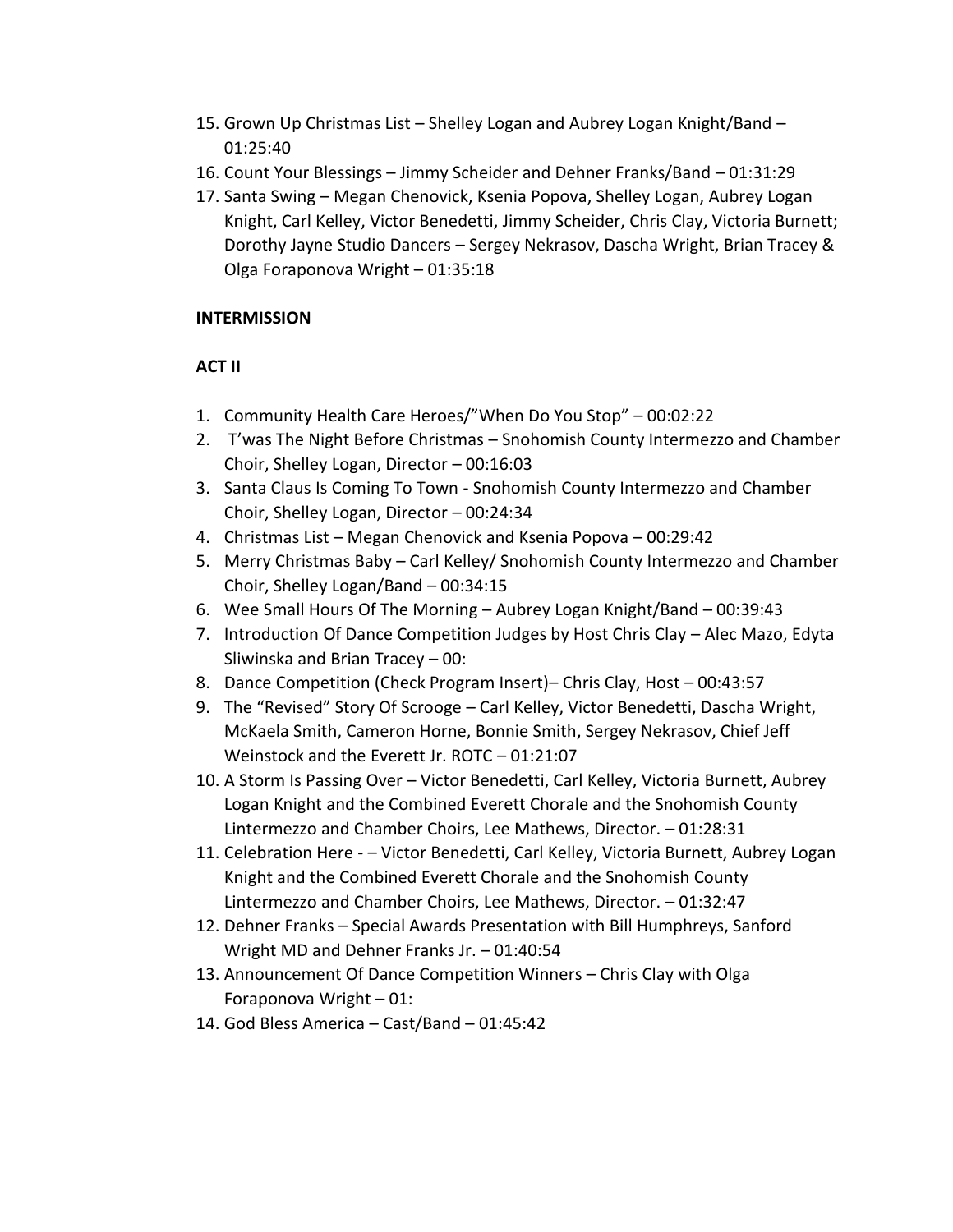15. Grown Up Christmas List – Shelley Logan and Aubrey Logan Knight/Band – 01:25:40
16. Count Your Blessings – Jimmy Scheider and Dehner Franks/Band – 01:31:29
17. Santa Swing – Megan Chenovick, Ksenia Popova, Shelley Logan, Aubrey Logan Knight, Carl Kelley, Victor Benedetti, Jimmy Scheider, Chris Clay, Victoria Burnett; Dorothy Jayne Studio Dancers – Sergey Nekrasov, Dascha Wright, Brian Tracey & Olga Foraponova Wright – 01:35:18

**INTERMISSION**

**ACT II**

1. Community Health Care Heroes/"When Do You Stop" – 00:02:22
2. T'was The Night Before Christmas – Snohomish County Intermezzo and Chamber Choir, Shelley Logan, Director – 00:16:03
3. Santa Claus Is Coming To Town - Snohomish County Intermezzo and Chamber Choir, Shelley Logan, Director – 00:24:34
4. Christmas List – Megan Chenovick and Ksenia Popova – 00:29:42
5. Merry Christmas Baby – Carl Kelley/ Snohomish County Intermezzo and Chamber Choir, Shelley Logan/Band – 00:34:15
6. Wee Small Hours Of The Morning – Aubrey Logan Knight/Band – 00:39:43
7. Introduction Of Dance Competition Judges by Host Chris Clay – Alec Mazo, Edyta Sliwinska and Brian Tracey – 00:
8. Dance Competition (Check Program Insert)– Chris Clay, Host – 00:43:57
9. The "Revised" Story Of Scrooge – Carl Kelley, Victor Benedetti, Dascha Wright, McKaela Smith, Cameron Horne, Bonnie Smith, Sergey Nekrasov, Chief Jeff Weinstock and the Everett Jr. ROTC – 01:21:07
10. A Storm Is Passing Over – Victor Benedetti, Carl Kelley, Victoria Burnett, Aubrey Logan Knight and the Combined Everett Chorale and the Snohomish County Lintermezzo and Chamber Choirs, Lee Mathews, Director. – 01:28:31
11. Celebration Here - – Victor Benedetti, Carl Kelley, Victoria Burnett, Aubrey Logan Knight and the Combined Everett Chorale and the Snohomish County Lintermezzo and Chamber Choirs, Lee Mathews, Director. – 01:32:47
12. Dehner Franks – Special Awards Presentation with Bill Humphreys, Sanford Wright MD and Dehner Franks Jr. – 01:40:54
13. Announcement Of Dance Competition Winners – Chris Clay with Olga Foraponova Wright – 01:
14. God Bless America – Cast/Band – 01:45:42